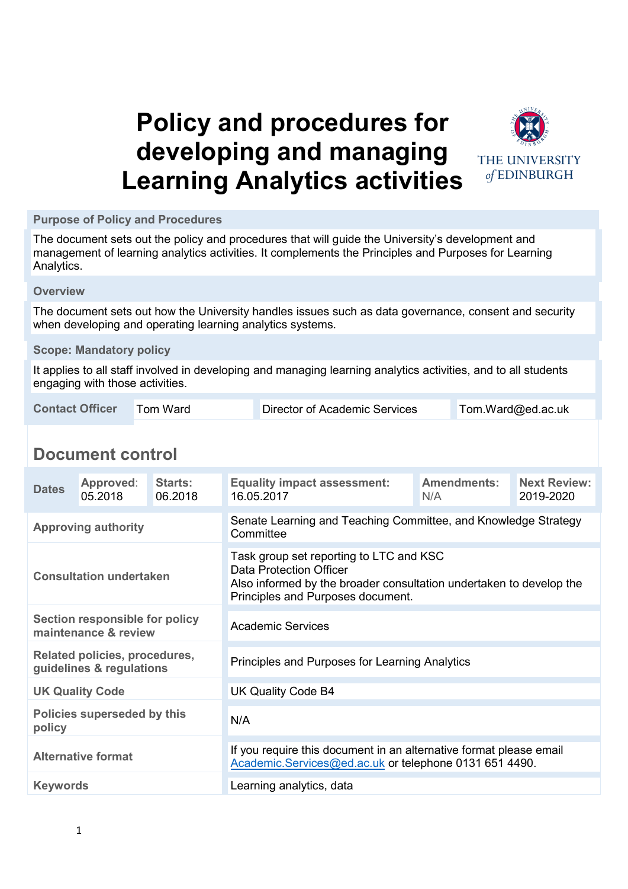# Policy and procedures for developing and managing Learning Analytics activities

THE UNIVERSITY of EDINBURGH

| **Purpose of Policy and Procedures** | | | |
|---|---|---|---|
| The document sets out the policy and procedures that will guide the University's development and management of learning analytics activities. It complements the Principles and Purposes for Learning Analytics. | | | |
| **Overview** | | | |
| The document sets out how the University handles issues such as data governance, consent and security when developing and operating learning analytics systems. | | | |
| **Scope: Mandatory policy** | | | |
| It applies to all staff involved in developing and managing learning analytics activities, and to all students engaging with those activities. | | | |
| **Contact Officer** | Tom Ward | Director of Academic Services | Tom.Ward@ed.ac.uk |

## Document control

| **Dates** | **Approved**: 05.2018 | **Starts:** 06.2018 | **Equality impact assessment:** 16.05.2017 | **Amendments:** N/A | **Next Review:** 2019-2020 |
|---|---|---|---|---|---|
| **Approving authority** | | | Senate Learning and Teaching Committee, and Knowledge Strategy Committee | | |
| **Consultation undertaken** | | | Task group set reporting to LTC and KSC<br>Data Protection Officer<br>Also informed by the broader consultation undertaken to develop the Principles and Purposes document. | | |
| **Section responsible for policy maintenance & review** | | | Academic Services | | |
| **Related policies, procedures, guidelines & regulations** | | | Principles and Purposes for Learning Analytics | | |
| **UK Quality Code** | | | UK Quality Code B4 | | |
| **Policies superseded by this policy** | | | N/A | | |
| **Alternative format** | | | If you require this document in an alternative format please email Academic.Services@ed.ac.uk or telephone 0131 651 4490. | | |
| **Keywords** | | | Learning analytics, data | | |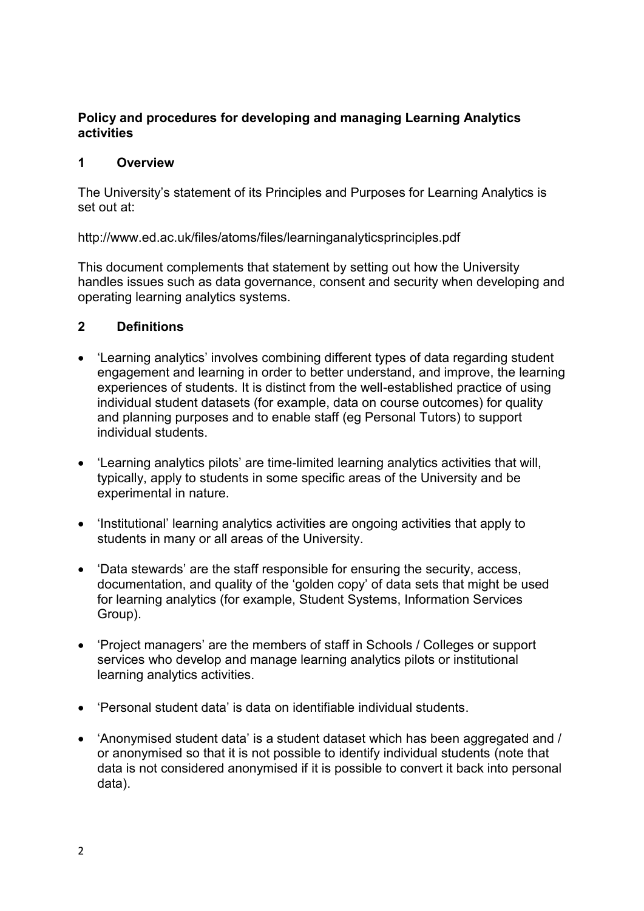**Policy and procedures for developing and managing Learning Analytics activities**

## 1 Overview

The University's statement of its Principles and Purposes for Learning Analytics is set out at:

http://www.ed.ac.uk/files/atoms/files/learninganalyticsprinciples.pdf

This document complements that statement by setting out how the University handles issues such as data governance, consent and security when developing and operating learning analytics systems.

## 2 Definitions

- 'Learning analytics' involves combining different types of data regarding student engagement and learning in order to better understand, and improve, the learning experiences of students. It is distinct from the well-established practice of using individual student datasets (for example, data on course outcomes) for quality and planning purposes and to enable staff (eg Personal Tutors) to support individual students.
- 'Learning analytics pilots' are time-limited learning analytics activities that will, typically, apply to students in some specific areas of the University and be experimental in nature.
- 'Institutional' learning analytics activities are ongoing activities that apply to students in many or all areas of the University.
- 'Data stewards' are the staff responsible for ensuring the security, access, documentation, and quality of the 'golden copy' of data sets that might be used for learning analytics (for example, Student Systems, Information Services Group).
- 'Project managers' are the members of staff in Schools / Colleges or support services who develop and manage learning analytics pilots or institutional learning analytics activities.
- 'Personal student data' is data on identifiable individual students.
- 'Anonymised student data' is a student dataset which has been aggregated and / or anonymised so that it is not possible to identify individual students (note that data is not considered anonymised if it is possible to convert it back into personal data).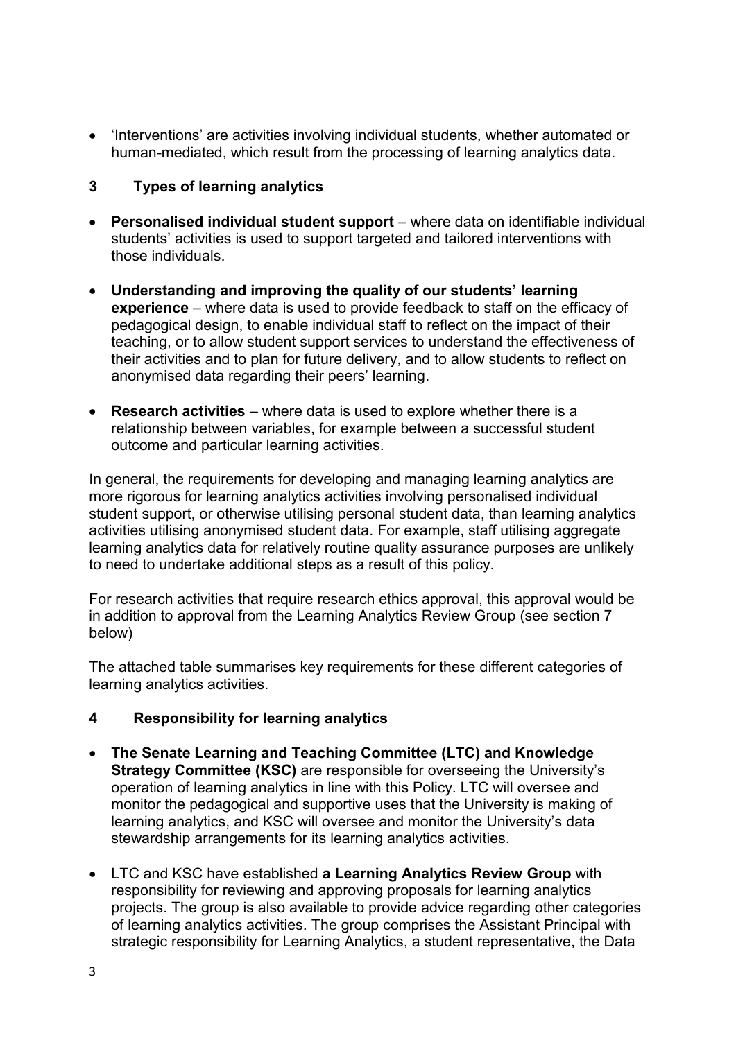- 'Interventions' are activities involving individual students, whether automated or human-mediated, which result from the processing of learning analytics data.

## 3 Types of learning analytics

- **Personalised individual student support** – where data on identifiable individual students' activities is used to support targeted and tailored interventions with those individuals.
- **Understanding and improving the quality of our students' learning experience** – where data is used to provide feedback to staff on the efficacy of pedagogical design, to enable individual staff to reflect on the impact of their teaching, or to allow student support services to understand the effectiveness of their activities and to plan for future delivery, and to allow students to reflect on anonymised data regarding their peers' learning.
- **Research activities** – where data is used to explore whether there is a relationship between variables, for example between a successful student outcome and particular learning activities.

In general, the requirements for developing and managing learning analytics are more rigorous for learning analytics activities involving personalised individual student support, or otherwise utilising personal student data, than learning analytics activities utilising anonymised student data. For example, staff utilising aggregate learning analytics data for relatively routine quality assurance purposes are unlikely to need to undertake additional steps as a result of this policy.

For research activities that require research ethics approval, this approval would be in addition to approval from the Learning Analytics Review Group (see section 7 below)

The attached table summarises key requirements for these different categories of learning analytics activities.

## 4 Responsibility for learning analytics

- **The Senate Learning and Teaching Committee (LTC) and Knowledge Strategy Committee (KSC)** are responsible for overseeing the University's operation of learning analytics in line with this Policy. LTC will oversee and monitor the pedagogical and supportive uses that the University is making of learning analytics, and KSC will oversee and monitor the University's data stewardship arrangements for its learning analytics activities.
- LTC and KSC have established **a Learning Analytics Review Group** with responsibility for reviewing and approving proposals for learning analytics projects. The group is also available to provide advice regarding other categories of learning analytics activities. The group comprises the Assistant Principal with strategic responsibility for Learning Analytics, a student representative, the Data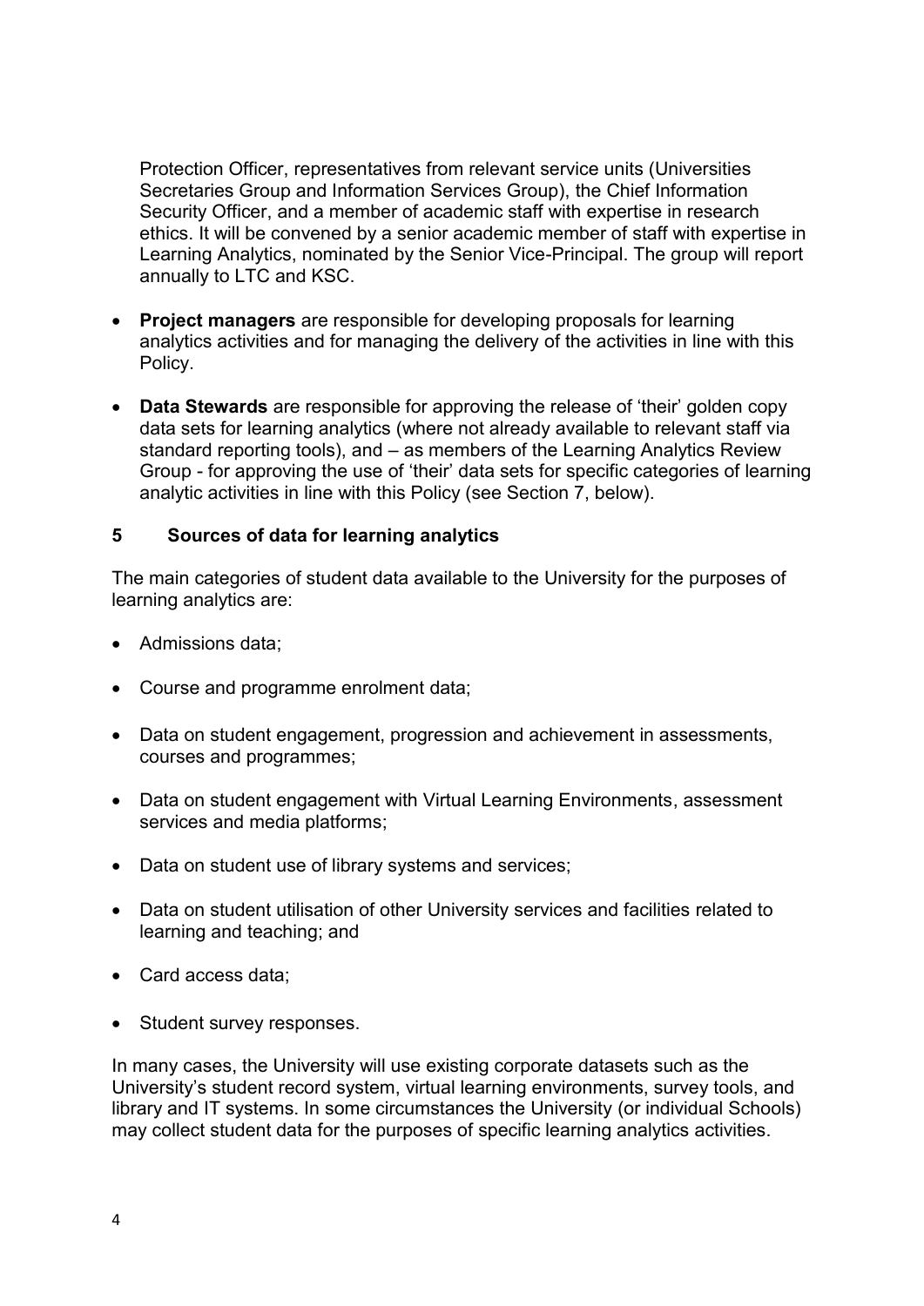Protection Officer, representatives from relevant service units (Universities Secretaries Group and Information Services Group), the Chief Information Security Officer, and a member of academic staff with expertise in research ethics. It will be convened by a senior academic member of staff with expertise in Learning Analytics, nominated by the Senior Vice-Principal. The group will report annually to LTC and KSC.

- **Project managers** are responsible for developing proposals for learning analytics activities and for managing the delivery of the activities in line with this Policy.

- **Data Stewards** are responsible for approving the release of 'their' golden copy data sets for learning analytics (where not already available to relevant staff via standard reporting tools), and – as members of the Learning Analytics Review Group - for approving the use of 'their' data sets for specific categories of learning analytic activities in line with this Policy (see Section 7, below).

## 5 Sources of data for learning analytics

The main categories of student data available to the University for the purposes of learning analytics are:

- Admissions data;
- Course and programme enrolment data;
- Data on student engagement, progression and achievement in assessments, courses and programmes;
- Data on student engagement with Virtual Learning Environments, assessment services and media platforms;
- Data on student use of library systems and services;
- Data on student utilisation of other University services and facilities related to learning and teaching; and
- Card access data;
- Student survey responses.

In many cases, the University will use existing corporate datasets such as the University's student record system, virtual learning environments, survey tools, and library and IT systems. In some circumstances the University (or individual Schools) may collect student data for the purposes of specific learning analytics activities.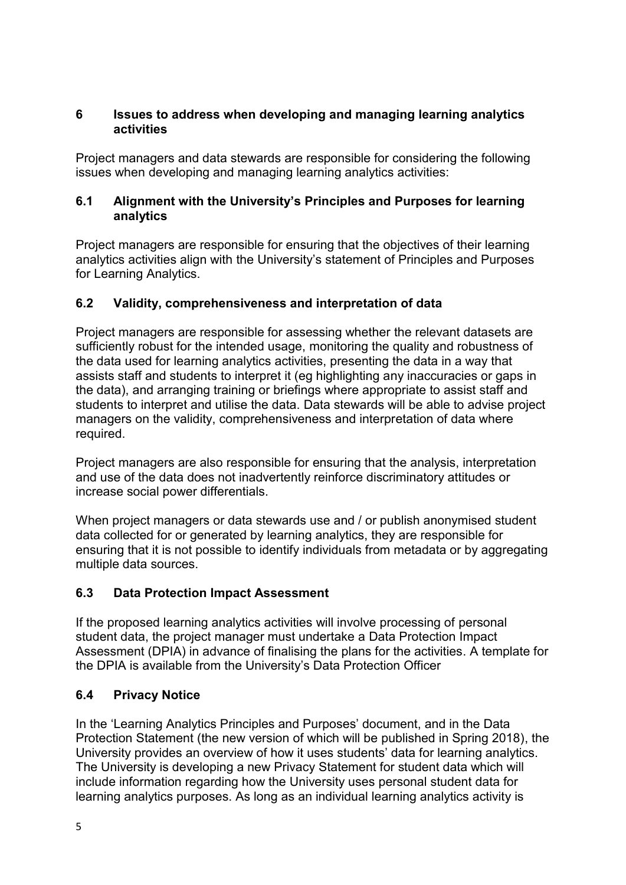## 6 Issues to address when developing and managing learning analytics activities

Project managers and data stewards are responsible for considering the following issues when developing and managing learning analytics activities:

### 6.1 Alignment with the University's Principles and Purposes for learning analytics

Project managers are responsible for ensuring that the objectives of their learning analytics activities align with the University's statement of Principles and Purposes for Learning Analytics.

### 6.2 Validity, comprehensiveness and interpretation of data

Project managers are responsible for assessing whether the relevant datasets are sufficiently robust for the intended usage, monitoring the quality and robustness of the data used for learning analytics activities, presenting the data in a way that assists staff and students to interpret it (eg highlighting any inaccuracies or gaps in the data), and arranging training or briefings where appropriate to assist staff and students to interpret and utilise the data. Data stewards will be able to advise project managers on the validity, comprehensiveness and interpretation of data where required.

Project managers are also responsible for ensuring that the analysis, interpretation and use of the data does not inadvertently reinforce discriminatory attitudes or increase social power differentials.

When project managers or data stewards use and / or publish anonymised student data collected for or generated by learning analytics, they are responsible for ensuring that it is not possible to identify individuals from metadata or by aggregating multiple data sources.

### 6.3 Data Protection Impact Assessment

If the proposed learning analytics activities will involve processing of personal student data, the project manager must undertake a Data Protection Impact Assessment (DPIA) in advance of finalising the plans for the activities. A template for the DPIA is available from the University's Data Protection Officer

### 6.4 Privacy Notice

In the 'Learning Analytics Principles and Purposes' document, and in the Data Protection Statement (the new version of which will be published in Spring 2018), the University provides an overview of how it uses students' data for learning analytics. The University is developing a new Privacy Statement for student data which will include information regarding how the University uses personal student data for learning analytics purposes. As long as an individual learning analytics activity is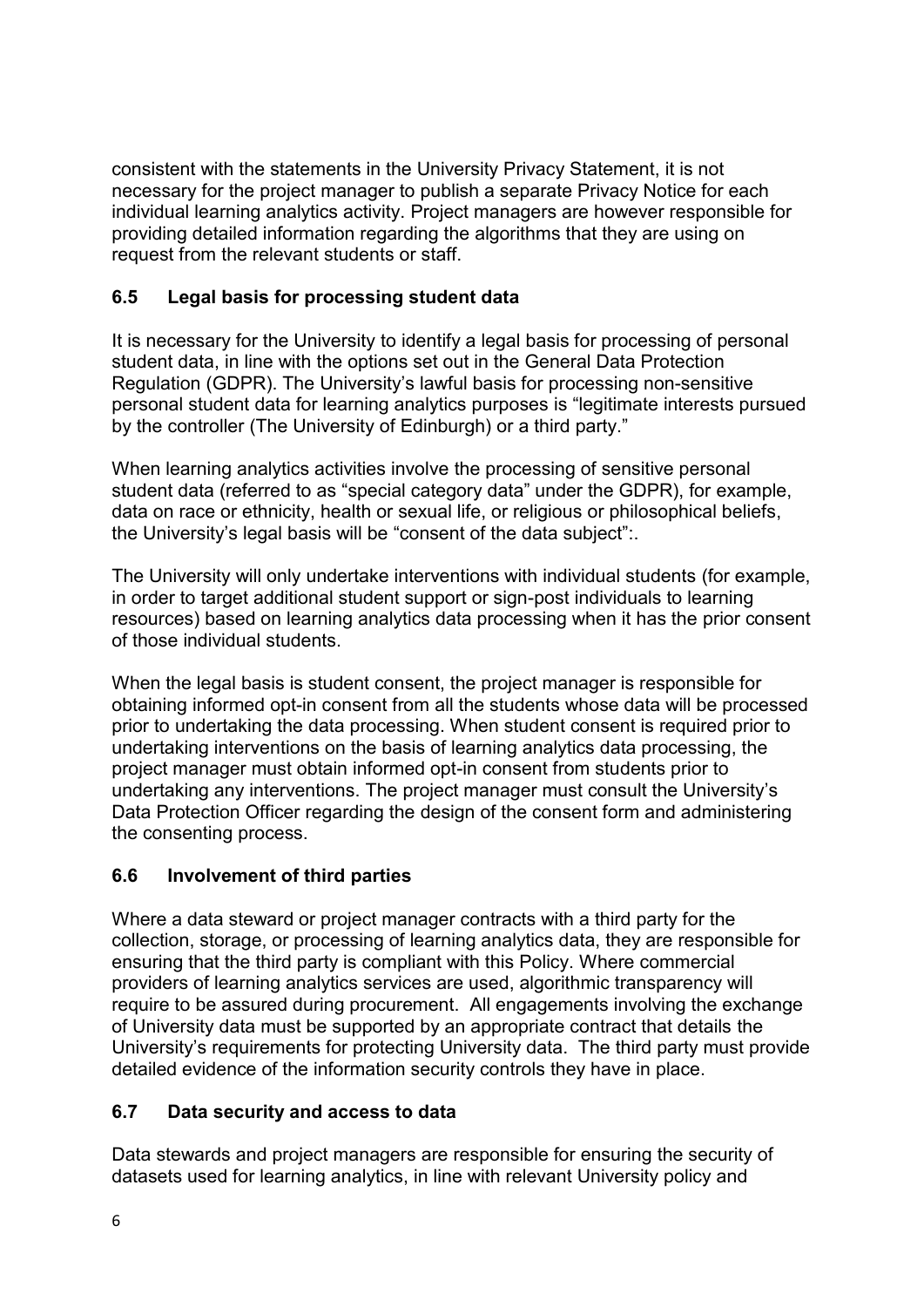consistent with the statements in the University Privacy Statement, it is not necessary for the project manager to publish a separate Privacy Notice for each individual learning analytics activity. Project managers are however responsible for providing detailed information regarding the algorithms that they are using on request from the relevant students or staff.

### 6.5 Legal basis for processing student data

It is necessary for the University to identify a legal basis for processing of personal student data, in line with the options set out in the General Data Protection Regulation (GDPR). The University's lawful basis for processing non-sensitive personal student data for learning analytics purposes is "legitimate interests pursued by the controller (The University of Edinburgh) or a third party."

When learning analytics activities involve the processing of sensitive personal student data (referred to as "special category data" under the GDPR), for example, data on race or ethnicity, health or sexual life, or religious or philosophical beliefs, the University's legal basis will be "consent of the data subject":.

The University will only undertake interventions with individual students (for example, in order to target additional student support or sign-post individuals to learning resources) based on learning analytics data processing when it has the prior consent of those individual students.

When the legal basis is student consent, the project manager is responsible for obtaining informed opt-in consent from all the students whose data will be processed prior to undertaking the data processing. When student consent is required prior to undertaking interventions on the basis of learning analytics data processing, the project manager must obtain informed opt-in consent from students prior to undertaking any interventions. The project manager must consult the University's Data Protection Officer regarding the design of the consent form and administering the consenting process.

### 6.6 Involvement of third parties

Where a data steward or project manager contracts with a third party for the collection, storage, or processing of learning analytics data, they are responsible for ensuring that the third party is compliant with this Policy. Where commercial providers of learning analytics services are used, algorithmic transparency will require to be assured during procurement. All engagements involving the exchange of University data must be supported by an appropriate contract that details the University's requirements for protecting University data. The third party must provide detailed evidence of the information security controls they have in place.

### 6.7 Data security and access to data

Data stewards and project managers are responsible for ensuring the security of datasets used for learning analytics, in line with relevant University policy and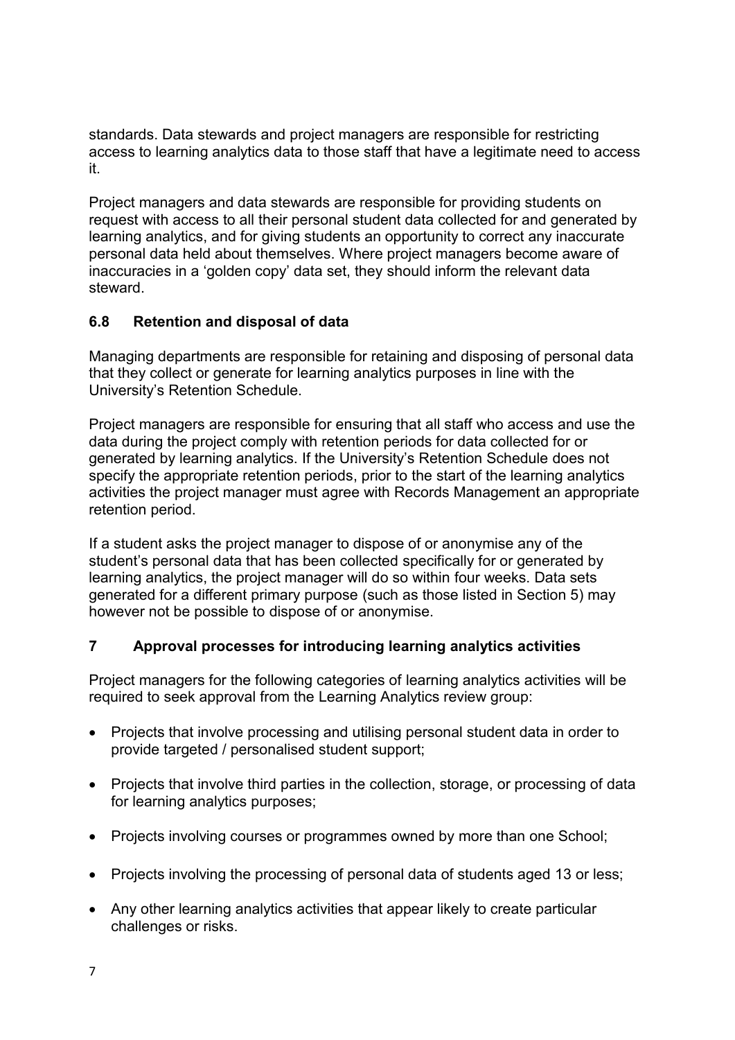standards. Data stewards and project managers are responsible for restricting access to learning analytics data to those staff that have a legitimate need to access it.

Project managers and data stewards are responsible for providing students on request with access to all their personal student data collected for and generated by learning analytics, and for giving students an opportunity to correct any inaccurate personal data held about themselves. Where project managers become aware of inaccuracies in a 'golden copy' data set, they should inform the relevant data steward.

### 6.8 Retention and disposal of data

Managing departments are responsible for retaining and disposing of personal data that they collect or generate for learning analytics purposes in line with the University's Retention Schedule.

Project managers are responsible for ensuring that all staff who access and use the data during the project comply with retention periods for data collected for or generated by learning analytics. If the University's Retention Schedule does not specify the appropriate retention periods, prior to the start of the learning analytics activities the project manager must agree with Records Management an appropriate retention period.

If a student asks the project manager to dispose of or anonymise any of the student's personal data that has been collected specifically for or generated by learning analytics, the project manager will do so within four weeks. Data sets generated for a different primary purpose (such as those listed in Section 5) may however not be possible to dispose of or anonymise.

## 7 Approval processes for introducing learning analytics activities

Project managers for the following categories of learning analytics activities will be required to seek approval from the Learning Analytics review group:

- Projects that involve processing and utilising personal student data in order to provide targeted / personalised student support;
- Projects that involve third parties in the collection, storage, or processing of data for learning analytics purposes;
- Projects involving courses or programmes owned by more than one School;
- Projects involving the processing of personal data of students aged 13 or less;
- Any other learning analytics activities that appear likely to create particular challenges or risks.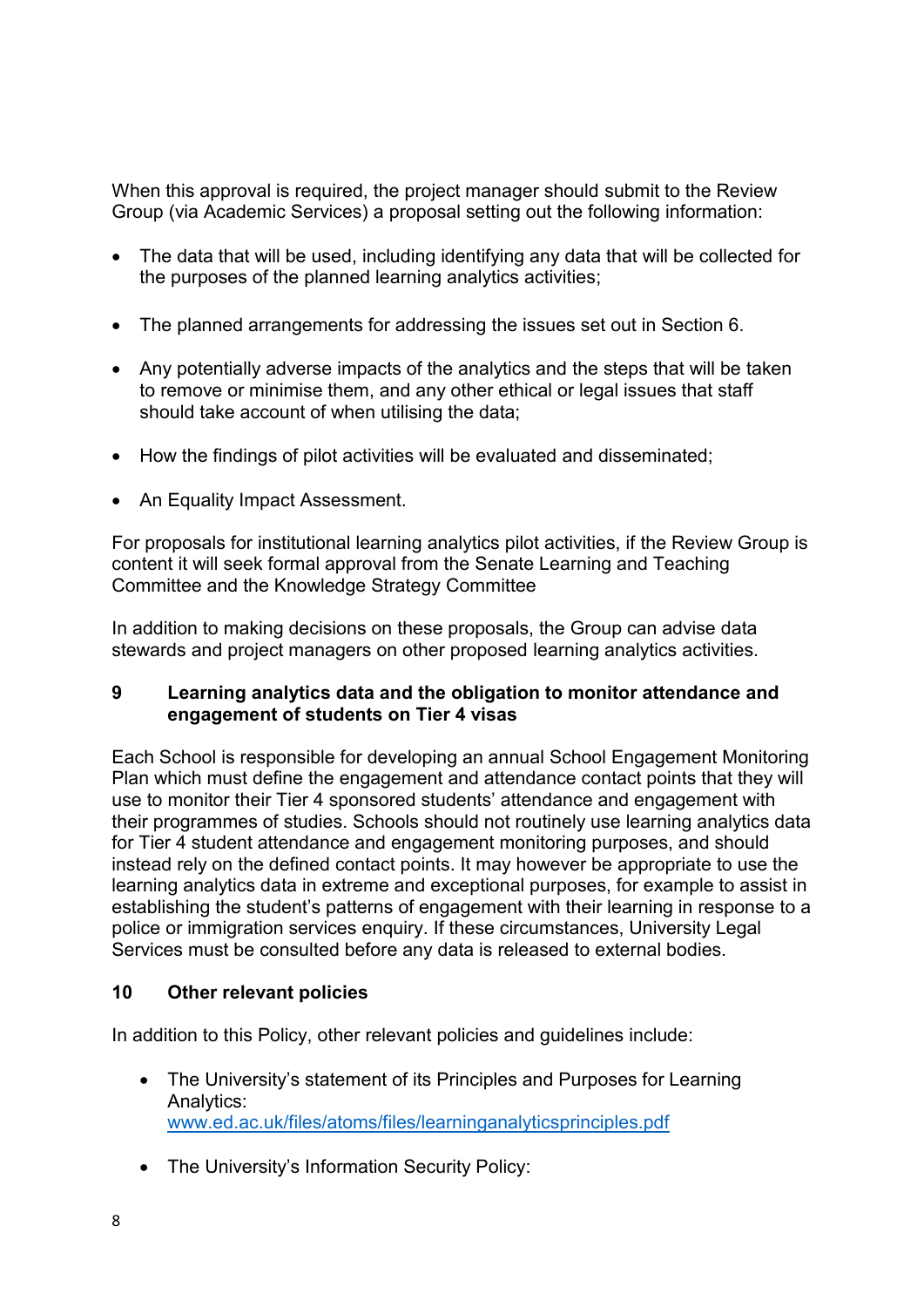When this approval is required, the project manager should submit to the Review Group (via Academic Services) a proposal setting out the following information:

- The data that will be used, including identifying any data that will be collected for the purposes of the planned learning analytics activities;
- The planned arrangements for addressing the issues set out in Section 6.
- Any potentially adverse impacts of the analytics and the steps that will be taken to remove or minimise them, and any other ethical or legal issues that staff should take account of when utilising the data;
- How the findings of pilot activities will be evaluated and disseminated;
- An Equality Impact Assessment.

For proposals for institutional learning analytics pilot activities, if the Review Group is content it will seek formal approval from the Senate Learning and Teaching Committee and the Knowledge Strategy Committee

In addition to making decisions on these proposals, the Group can advise data stewards and project managers on other proposed learning analytics activities.

## 9 Learning analytics data and the obligation to monitor attendance and engagement of students on Tier 4 visas

Each School is responsible for developing an annual School Engagement Monitoring Plan which must define the engagement and attendance contact points that they will use to monitor their Tier 4 sponsored students' attendance and engagement with their programmes of studies. Schools should not routinely use learning analytics data for Tier 4 student attendance and engagement monitoring purposes, and should instead rely on the defined contact points. It may however be appropriate to use the learning analytics data in extreme and exceptional purposes, for example to assist in establishing the student's patterns of engagement with their learning in response to a police or immigration services enquiry. If these circumstances, University Legal Services must be consulted before any data is released to external bodies.

## 10 Other relevant policies

In addition to this Policy, other relevant policies and guidelines include:

- The University's statement of its Principles and Purposes for Learning Analytics: [www.ed.ac.uk/files/atoms/files/learninganalyticsprinciples.pdf](www.ed.ac.uk/files/atoms/files/learninganalyticsprinciples.pdf)
- The University's Information Security Policy: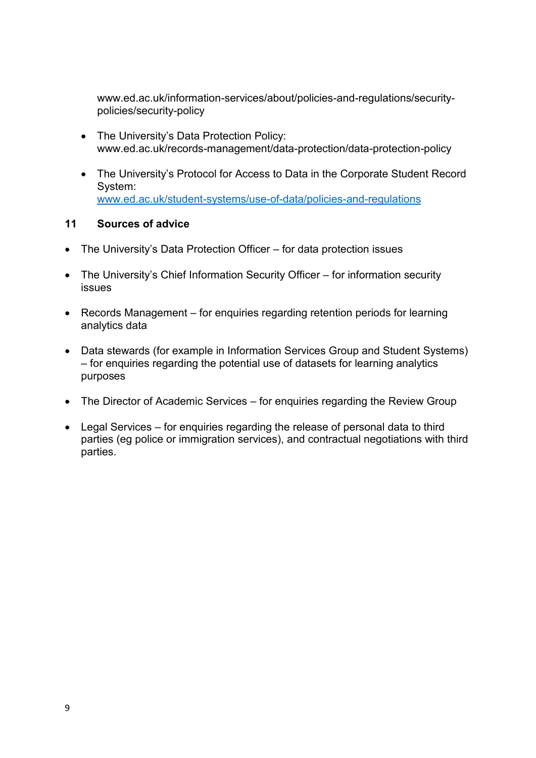www.ed.ac.uk/information-services/about/policies-and-regulations/security-policies/security-policy

- The University's Data Protection Policy: www.ed.ac.uk/records-management/data-protection/data-protection-policy

- The University's Protocol for Access to Data in the Corporate Student Record System: [www.ed.ac.uk/student-systems/use-of-data/policies-and-regulations](http://www.ed.ac.uk/student-systems/use-of-data/policies-and-regulations)

## 11 Sources of advice

- The University's Data Protection Officer – for data protection issues

- The University's Chief Information Security Officer – for information security issues

- Records Management – for enquiries regarding retention periods for learning analytics data

- Data stewards (for example in Information Services Group and Student Systems) – for enquiries regarding the potential use of datasets for learning analytics purposes

- The Director of Academic Services – for enquiries regarding the Review Group

- Legal Services – for enquiries regarding the release of personal data to third parties (eg police or immigration services), and contractual negotiations with third parties.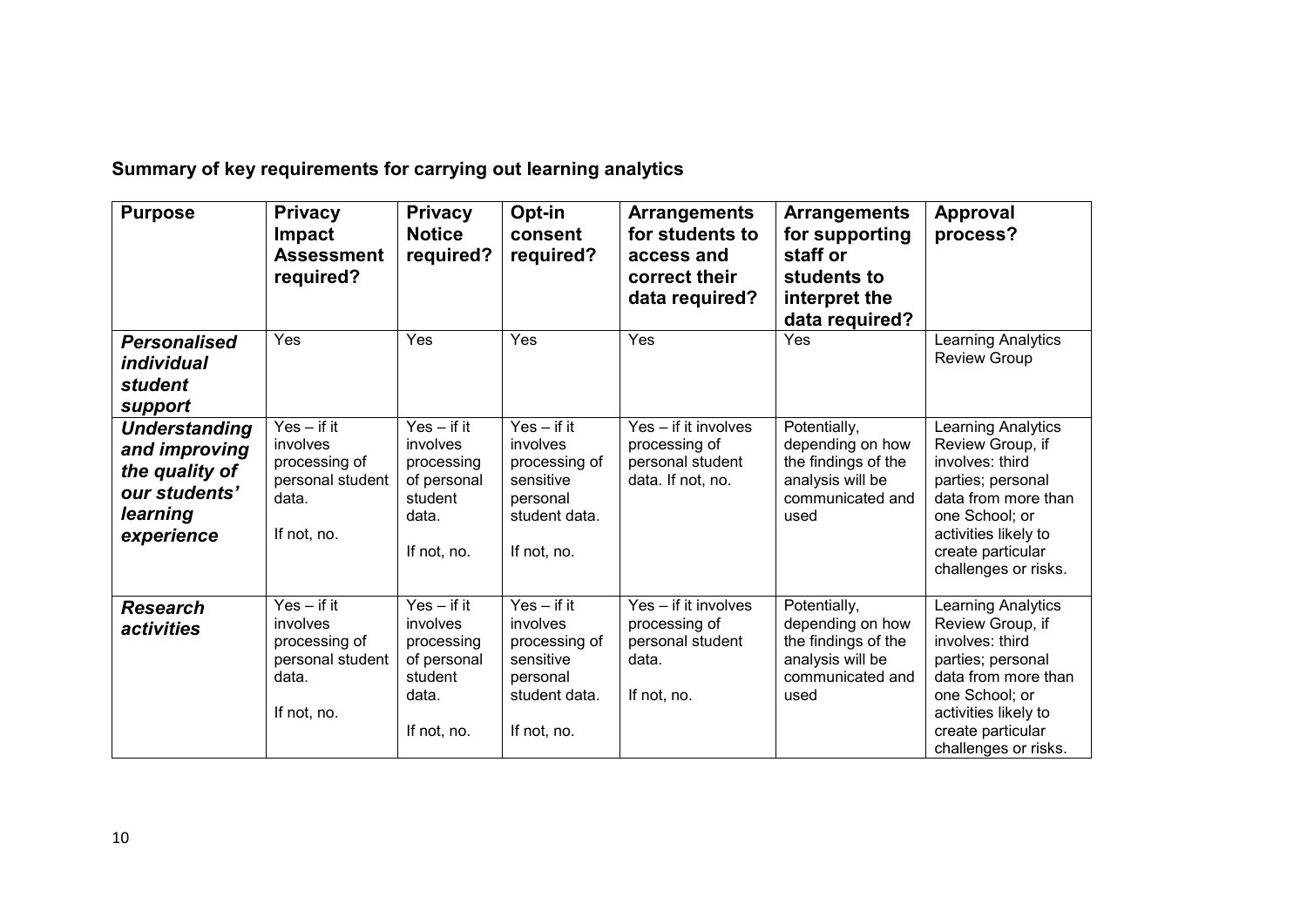## Summary of key requirements for carrying out learning analytics

| Purpose | Privacy Impact Assessment required? | Privacy Notice required? | Opt-in consent required? | Arrangements for students to access and correct their data required? | Arrangements for supporting staff or students to interpret the data required? | Approval process? |
|---|---|---|---|---|---|---|
| ***Personalised individual student support*** | Yes | Yes | Yes | Yes | Yes | Learning Analytics Review Group |
| ***Understanding and improving the quality of our students' learning experience*** | Yes – if it involves processing of personal student data. If not, no. | Yes – if it involves processing of personal student data. If not, no. | Yes – if it involves processing of sensitive personal student data. If not, no. | Yes – if it involves processing of personal student data. If not, no. | Potentially, depending on how the findings of the analysis will be communicated and used | Learning Analytics Review Group, if involves: third parties; personal data from more than one School; or activities likely to create particular challenges or risks. |
| ***Research activities*** | Yes – if it involves processing of personal student data. If not, no. | Yes – if it involves processing of personal student data. If not, no. | Yes – if it involves processing of sensitive personal student data. If not, no. | Yes – if it involves processing of personal student data. If not, no. | Potentially, depending on how the findings of the analysis will be communicated and used | Learning Analytics Review Group, if involves: third parties; personal data from more than one School; or activities likely to create particular challenges or risks. |